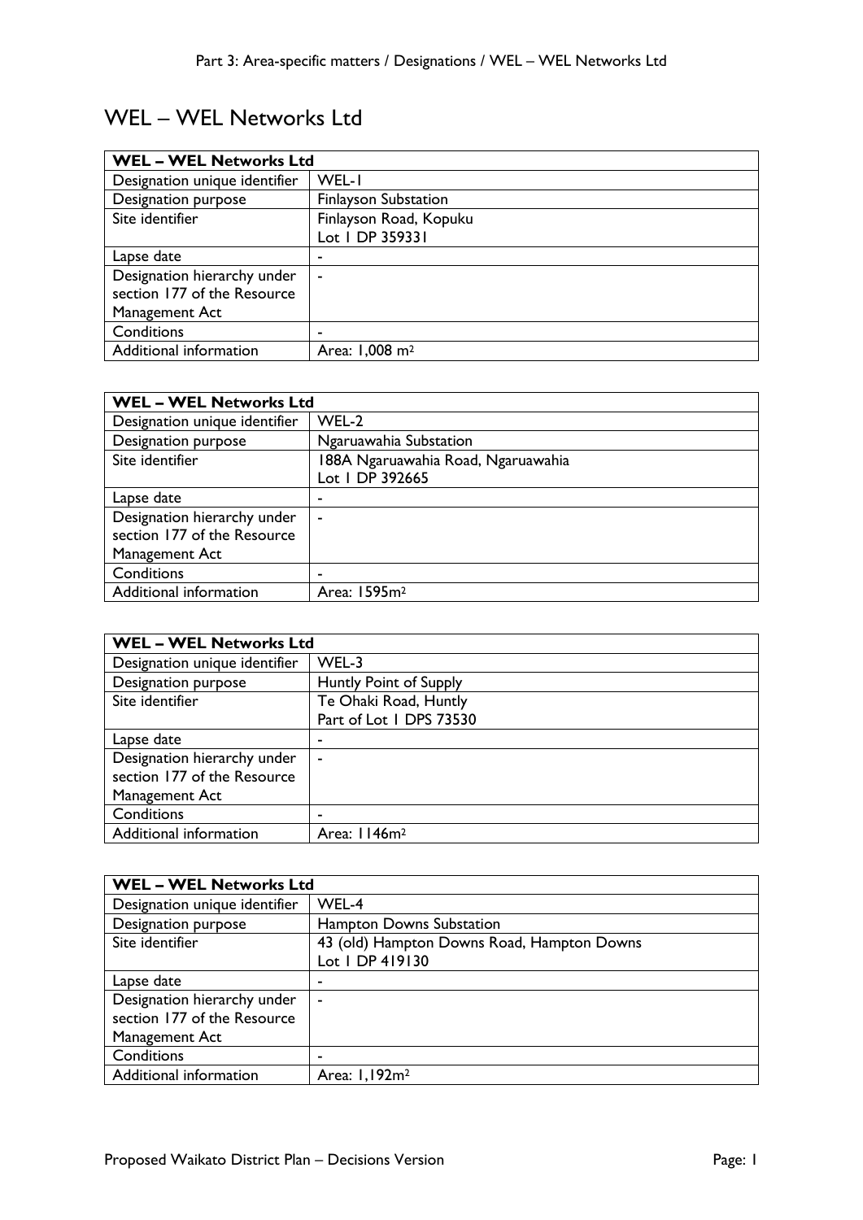# WEL – WEL Networks Ltd

| WEL – WEL Networks Ltd | |
|---|---|
| Designation unique identifier | WEL-1 |
| Designation purpose | Finlayson Substation |
| Site identifier | Finlayson Road, Kopuku<br>Lot 1 DP 359331 |
| Lapse date | - |
| Designation hierarchy under section 177 of the Resource Management Act | - |
| Conditions | - |
| Additional information | Area: 1,008 m$^2$ |

| WEL – WEL Networks Ltd | |
|---|---|
| Designation unique identifier | WEL-2 |
| Designation purpose | Ngaruawahia Substation |
| Site identifier | 188A Ngaruawahia Road, Ngaruawahia<br>Lot 1 DP 392665 |
| Lapse date | - |
| Designation hierarchy under section 177 of the Resource Management Act | - |
| Conditions | - |
| Additional information | Area: 1595m$^2$ |

| WEL – WEL Networks Ltd | |
|---|---|
| Designation unique identifier | WEL-3 |
| Designation purpose | Huntly Point of Supply |
| Site identifier | Te Ohaki Road, Huntly<br>Part of Lot 1 DPS 73530 |
| Lapse date | - |
| Designation hierarchy under section 177 of the Resource Management Act | - |
| Conditions | - |
| Additional information | Area: 1146m$^2$ |

| WEL – WEL Networks Ltd | |
|---|---|
| Designation unique identifier | WEL-4 |
| Designation purpose | Hampton Downs Substation |
| Site identifier | 43 (old) Hampton Downs Road, Hampton Downs<br>Lot 1 DP 419130 |
| Lapse date | - |
| Designation hierarchy under section 177 of the Resource Management Act | - |
| Conditions | - |
| Additional information | Area: 1,192m$^2$ |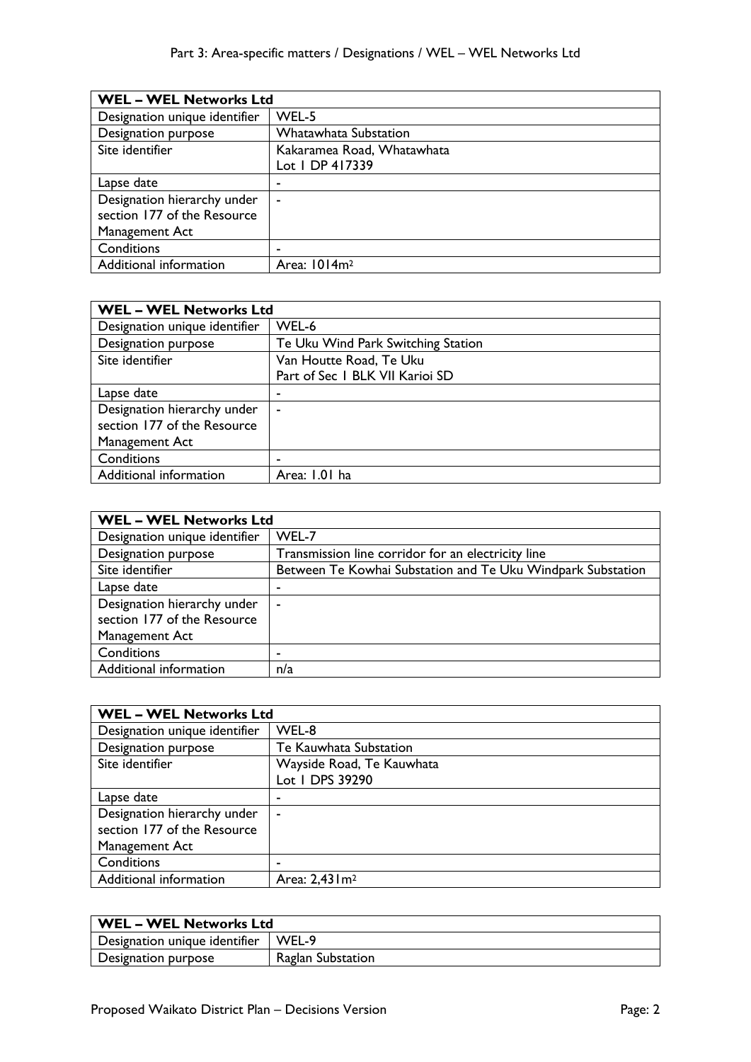| WEL – WEL Networks Ltd | |
|---|---|
| Designation unique identifier | WEL-5 |
| Designation purpose | Whatawhata Substation |
| Site identifier | Kakaramea Road, Whatawhata<br>Lot 1 DP 417339 |
| Lapse date | - |
| Designation hierarchy under section 177 of the Resource Management Act | - |
| Conditions | - |
| Additional information | Area: 1014m[2] |

| WEL – WEL Networks Ltd | |
|---|---|
| Designation unique identifier | WEL-6 |
| Designation purpose | Te Uku Wind Park Switching Station |
| Site identifier | Van Houtte Road, Te Uku<br>Part of Sec 1 BLK VII Karioi SD |
| Lapse date | - |
| Designation hierarchy under section 177 of the Resource Management Act | - |
| Conditions | - |
| Additional information | Area: 1.01 ha |

| WEL – WEL Networks Ltd | |
|---|---|
| Designation unique identifier | WEL-7 |
| Designation purpose | Transmission line corridor for an electricity line |
| Site identifier | Between Te Kowhai Substation and Te Uku Windpark Substation |
| Lapse date | - |
| Designation hierarchy under section 177 of the Resource Management Act | - |
| Conditions | - |
| Additional information | n/a |

| WEL – WEL Networks Ltd | |
|---|---|
| Designation unique identifier | WEL-8 |
| Designation purpose | Te Kauwhata Substation |
| Site identifier | Wayside Road, Te Kauwhata<br>Lot 1 DPS 39290 |
| Lapse date | - |
| Designation hierarchy under section 177 of the Resource Management Act | - |
| Conditions | - |
| Additional information | Area: 2,431m[2] |

| WEL – WEL Networks Ltd | |
|---|---|
| Designation unique identifier | WEL-9 |
| Designation purpose | Raglan Substation |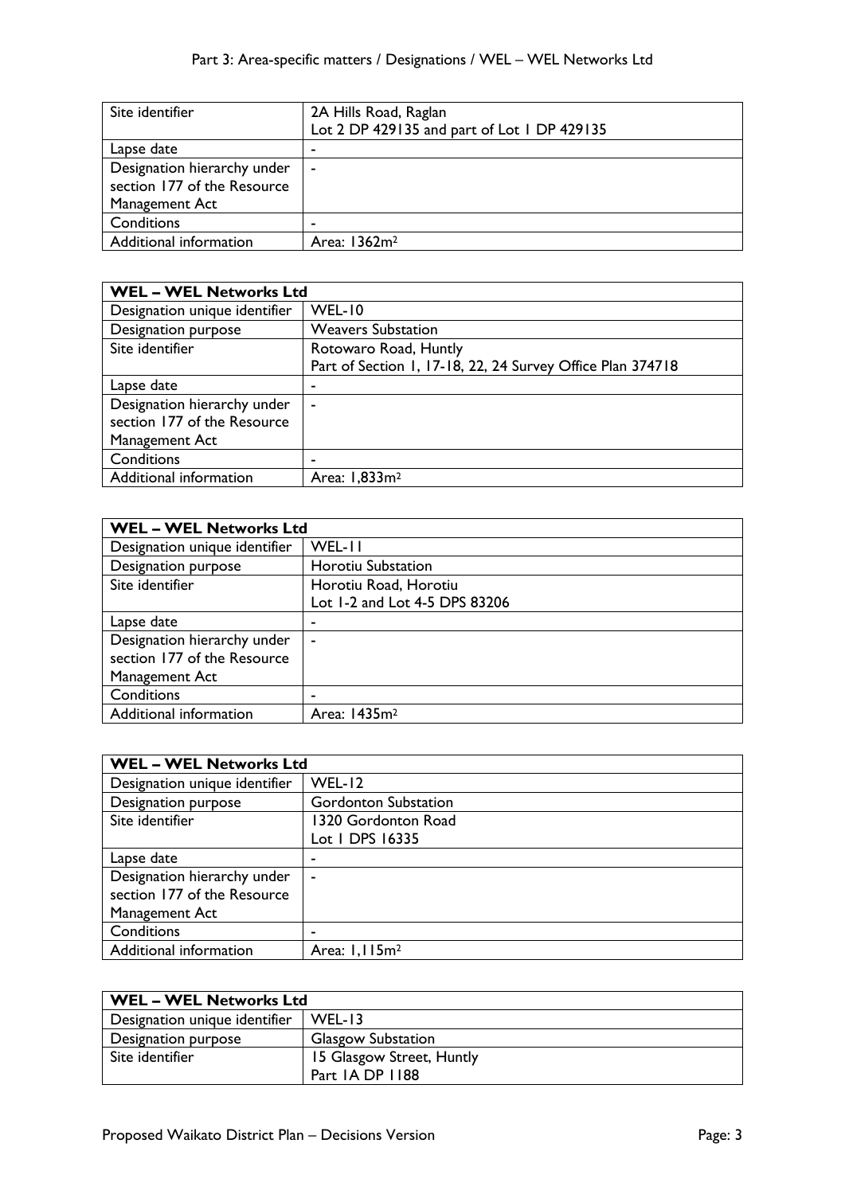| Site identifier | 2A Hills Road, Raglan<br>Lot 2 DP 429135 and part of Lot 1 DP 429135 |
|---|---|
| Lapse date | - |
| Designation hierarchy under section 177 of the Resource Management Act | - |
| Conditions | - |
| Additional information | Area: 1362m$^2$ |

| WEL – WEL Networks Ltd | |
|---|---|
| Designation unique identifier | WEL-10 |
| Designation purpose | Weavers Substation |
| Site identifier | Rotowaro Road, Huntly<br>Part of Section 1, 17-18, 22, 24 Survey Office Plan 374718 |
| Lapse date | - |
| Designation hierarchy under section 177 of the Resource Management Act | - |
| Conditions | - |
| Additional information | Area: 1,833m$^2$ |

| WEL – WEL Networks Ltd | |
|---|---|
| Designation unique identifier | WEL-11 |
| Designation purpose | Horotiu Substation |
| Site identifier | Horotiu Road, Horotiu<br>Lot 1-2 and Lot 4-5 DPS 83206 |
| Lapse date | - |
| Designation hierarchy under section 177 of the Resource Management Act | - |
| Conditions | - |
| Additional information | Area: 1435m$^2$ |

| WEL – WEL Networks Ltd | |
|---|---|
| Designation unique identifier | WEL-12 |
| Designation purpose | Gordonton Substation |
| Site identifier | 1320 Gordonton Road<br>Lot 1 DPS 16335 |
| Lapse date | - |
| Designation hierarchy under section 177 of the Resource Management Act | - |
| Conditions | - |
| Additional information | Area: 1,115m$^2$ |

| WEL – WEL Networks Ltd | |
|---|---|
| Designation unique identifier | WEL-13 |
| Designation purpose | Glasgow Substation |
| Site identifier | 15 Glasgow Street, Huntly<br>Part 1A DP 1188 |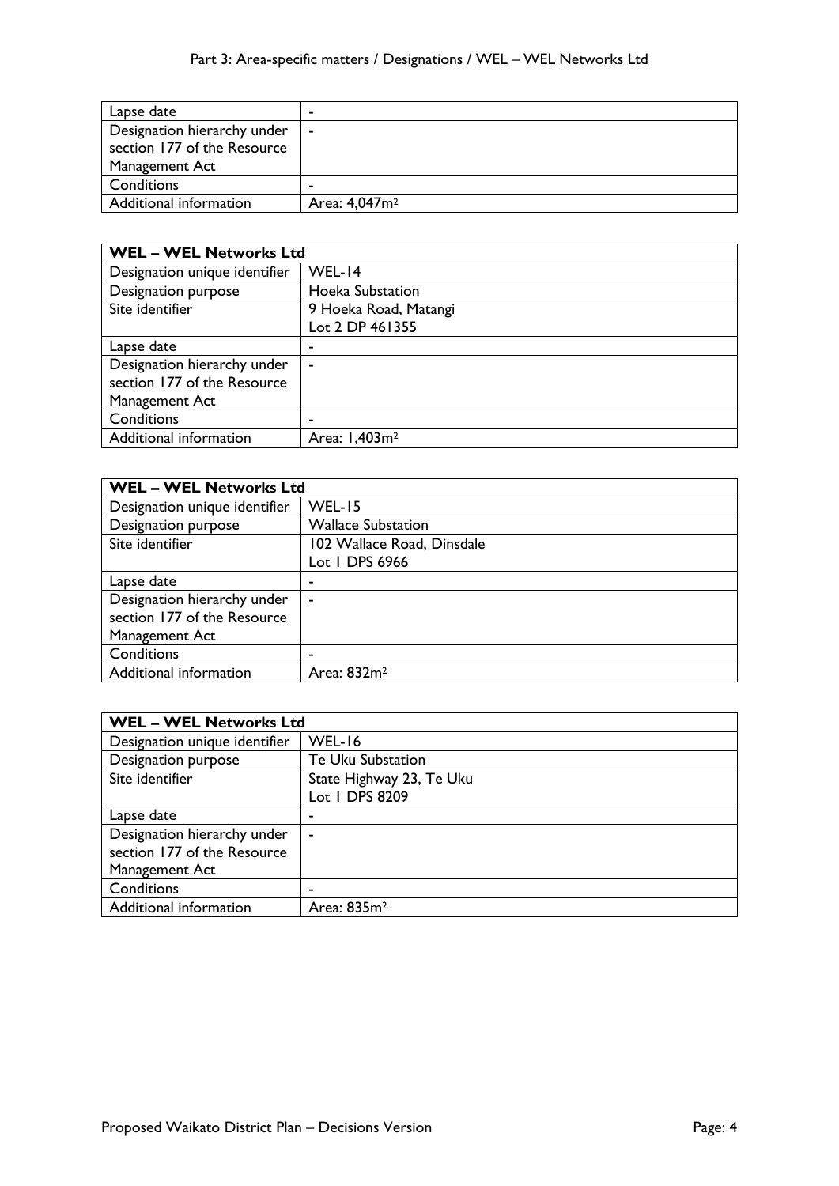| | |
|---|---|
| Lapse date | - |
| Designation hierarchy under section 177 of the Resource Management Act | - |
| Conditions | - |
| Additional information | Area: 4,047m$^2$ |

| WEL – WEL Networks Ltd | |
|---|---|
| Designation unique identifier | WEL-14 |
| Designation purpose | Hoeka Substation |
| Site identifier | 9 Hoeka Road, Matangi<br>Lot 2 DP 461355 |
| Lapse date | - |
| Designation hierarchy under section 177 of the Resource Management Act | - |
| Conditions | - |
| Additional information | Area: 1,403m$^2$ |

| WEL – WEL Networks Ltd | |
|---|---|
| Designation unique identifier | WEL-15 |
| Designation purpose | Wallace Substation |
| Site identifier | 102 Wallace Road, Dinsdale<br>Lot 1 DPS 6966 |
| Lapse date | - |
| Designation hierarchy under section 177 of the Resource Management Act | - |
| Conditions | - |
| Additional information | Area: 832m$^2$ |

| WEL – WEL Networks Ltd | |
|---|---|
| Designation unique identifier | WEL-16 |
| Designation purpose | Te Uku Substation |
| Site identifier | State Highway 23, Te Uku<br>Lot 1 DPS 8209 |
| Lapse date | - |
| Designation hierarchy under section 177 of the Resource Management Act | - |
| Conditions | - |
| Additional information | Area: 835m$^2$ |